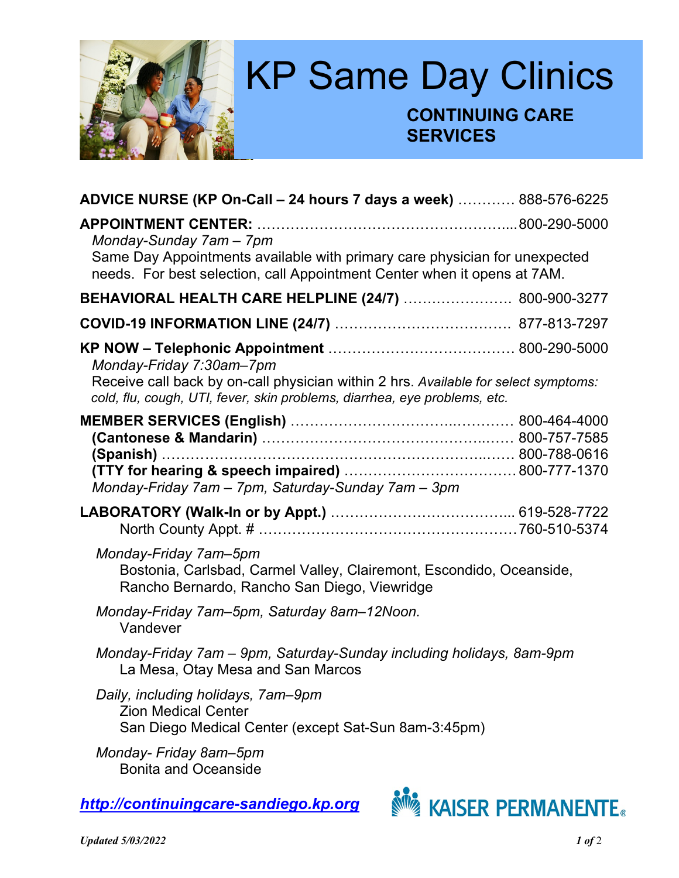# KP Same Day Clinics

## CONTINUING CARE SERVICES

**ADVICE NURSE (KP On-Call – 24 hours 7 days a week)** ………… 888-576-6225

**APPOINTMENT CENTER:** …………………………………………….....800-290-5000
*Monday-Sunday 7am – 7pm*
Same Day Appointments available with primary care physician for unexpected needs. For best selection, call Appointment Center when it opens at 7AM.

**BEHAVIORAL HEALTH CARE HELPLINE (24/7)** ………………….. 800-900-3277

**COVID-19 INFORMATION LINE (24/7)** ………………………………. 877-813-7297

**KP NOW – Telephonic Appointment** ………………………………… 800-290-5000
*Monday-Friday 7:30am–7pm*
Receive call back by on-call physician within 2 hrs. *Available for select symptoms: cold, flu, cough, UTI, fever, skin problems, diarrhea, eye problems, etc.*

**MEMBER SERVICES (English)** …………………………...………… 800-464-4000
**(Cantonese & Mandarin)** ……………………………………...…… 800-757-7585
**(Spanish)** ……………………………………………………...…… 800-788-0616
**(TTY for hearing & speech impaired)** ……………………………… 800-777-1370
*Monday-Friday 7am – 7pm, Saturday-Sunday 7am – 3pm*

**LABORATORY (Walk-In or by Appt.)** ………………………………... 619-528-7722
North County Appt. # ………………………………………………760-510-5374

*Monday-Friday 7am–5pm*
Bostonia, Carlsbad, Carmel Valley, Clairemont, Escondido, Oceanside, Rancho Bernardo, Rancho San Diego, Viewridge

*Monday-Friday 7am–5pm, Saturday 8am–12Noon.*
Vandever

*Monday-Friday 7am – 9pm, Saturday-Sunday including holidays, 8am-9pm*
La Mesa, Otay Mesa and San Marcos

*Daily, including holidays, 7am–9pm*
Zion Medical Center
San Diego Medical Center (except Sat-Sun 8am-3:45pm)

*Monday- Friday 8am–5pm*
Bonita and Oceanside

***http://continuingcare-sandiego.kp.org***

KAISER PERMANENTE®

***Updated 5/03/2022***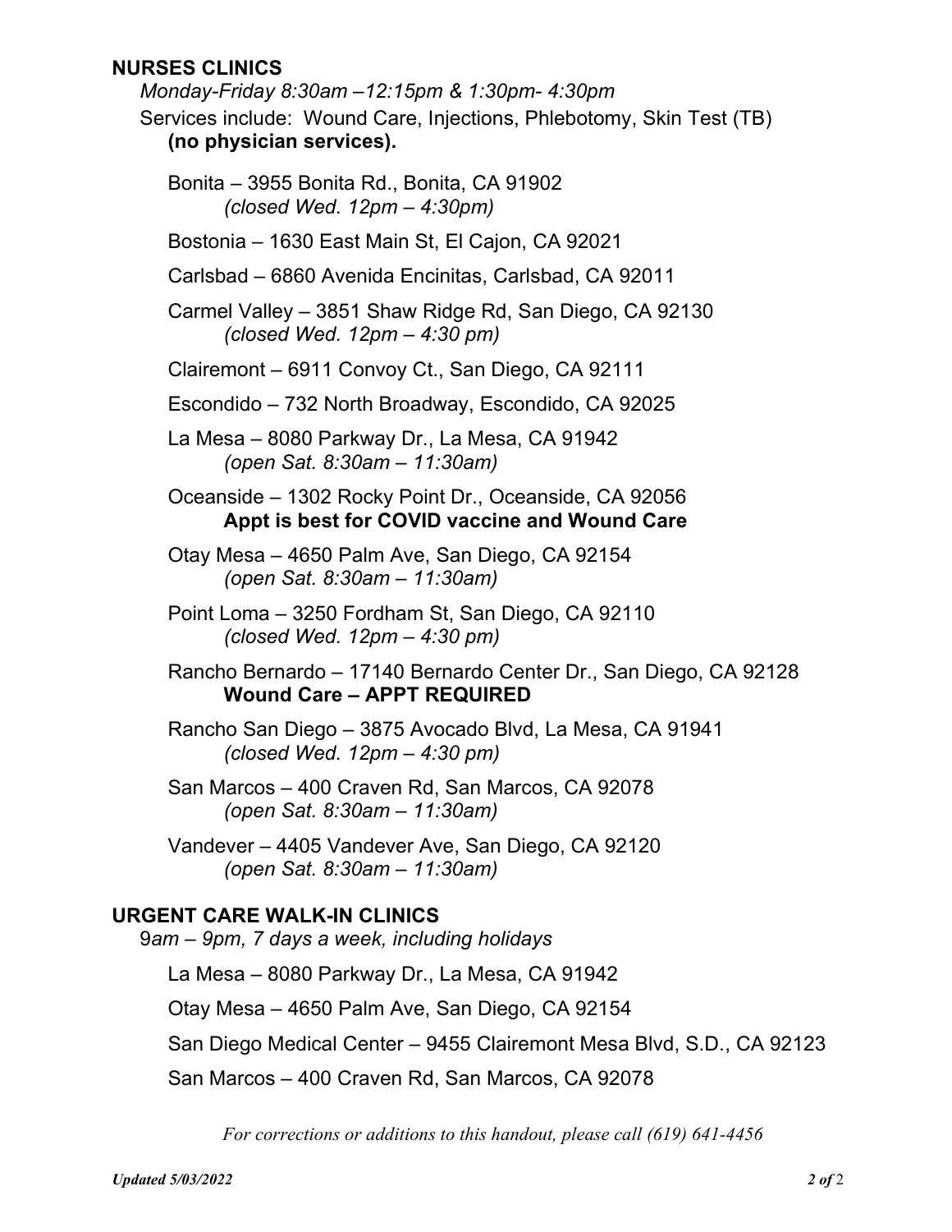## NURSES CLINICS

*Monday-Friday 8:30am –12:15pm & 1:30pm- 4:30pm*

Services include: Wound Care, Injections, Phlebotomy, Skin Test (TB) **(no physician services).**

Bonita – 3955 Bonita Rd., Bonita, CA 91902
*(closed Wed. 12pm – 4:30pm)*

Bostonia – 1630 East Main St, El Cajon, CA 92021

Carlsbad – 6860 Avenida Encinitas, Carlsbad, CA 92011

Carmel Valley – 3851 Shaw Ridge Rd, San Diego, CA 92130
*(closed Wed. 12pm – 4:30 pm)*

Clairemont – 6911 Convoy Ct., San Diego, CA 92111

Escondido – 732 North Broadway, Escondido, CA 92025

La Mesa – 8080 Parkway Dr., La Mesa, CA 91942
*(open Sat. 8:30am – 11:30am)*

Oceanside – 1302 Rocky Point Dr., Oceanside, CA 92056
**Appt is best for COVID vaccine and Wound Care**

Otay Mesa – 4650 Palm Ave, San Diego, CA 92154
*(open Sat. 8:30am – 11:30am)*

Point Loma – 3250 Fordham St, San Diego, CA 92110
*(closed Wed. 12pm – 4:30 pm)*

Rancho Bernardo – 17140 Bernardo Center Dr., San Diego, CA 92128
**Wound Care – APPT REQUIRED**

Rancho San Diego – 3875 Avocado Blvd, La Mesa, CA 91941
*(closed Wed. 12pm – 4:30 pm)*

San Marcos – 400 Craven Rd, San Marcos, CA 92078
*(open Sat. 8:30am – 11:30am)*

Vandever – 4405 Vandever Ave, San Diego, CA 92120
*(open Sat. 8:30am – 11:30am)*

## URGENT CARE WALK-IN CLINICS

*9am – 9pm, 7 days a week, including holidays*

La Mesa – 8080 Parkway Dr., La Mesa, CA 91942

Otay Mesa – 4650 Palm Ave, San Diego, CA 92154

San Diego Medical Center – 9455 Clairemont Mesa Blvd, S.D., CA 92123

San Marcos – 400 Craven Rd, San Marcos, CA 92078

*For corrections or additions to this handout, please call (619) 641-4456*

***Updated 5/03/2022***